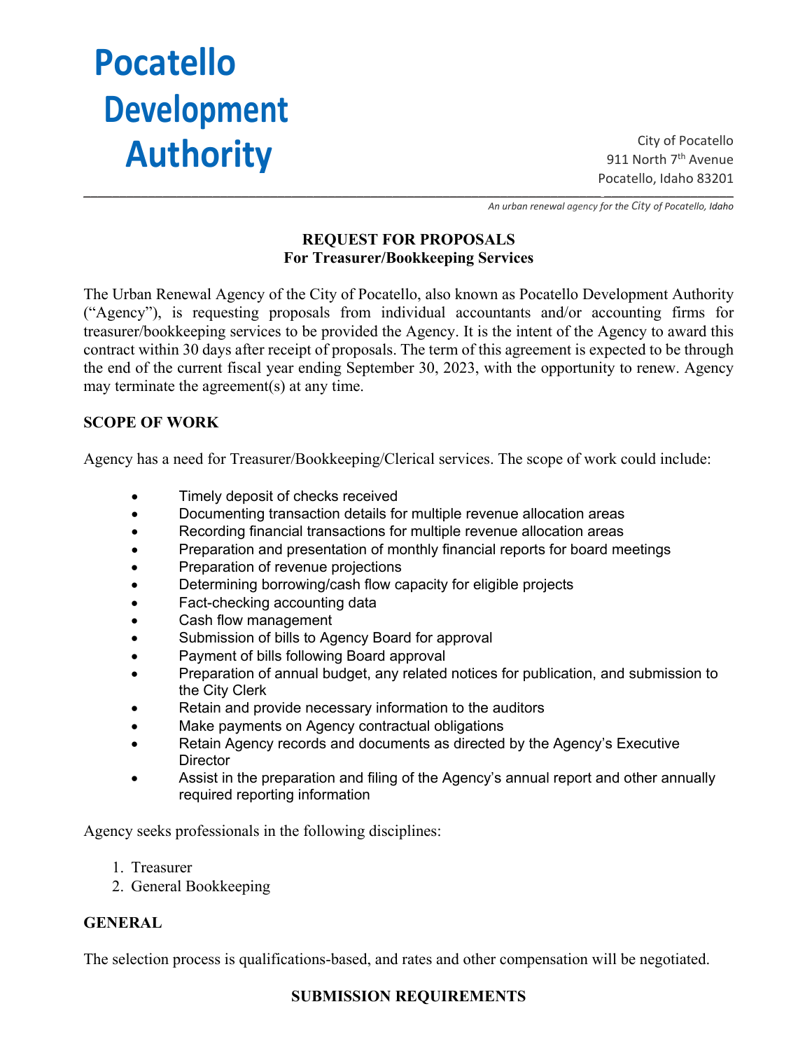# Pocatello Development Authority

City of Pocatello
911 North 7th Avenue
Pocatello, Idaho 83201

*An urban renewal agency for the City of Pocatello, Idaho*

## REQUEST FOR PROPOSALS
## For Treasurer/Bookkeeping Services

The Urban Renewal Agency of the City of Pocatello, also known as Pocatello Development Authority ("Agency"), is requesting proposals from individual accountants and/or accounting firms for treasurer/bookkeeping services to be provided the Agency. It is the intent of the Agency to award this contract within 30 days after receipt of proposals. The term of this agreement is expected to be through the end of the current fiscal year ending September 30, 2023, with the opportunity to renew. Agency may terminate the agreement(s) at any time.

### SCOPE OF WORK

Agency has a need for Treasurer/Bookkeeping/Clerical services. The scope of work could include:

- Timely deposit of checks received
- Documenting transaction details for multiple revenue allocation areas
- Recording financial transactions for multiple revenue allocation areas
- Preparation and presentation of monthly financial reports for board meetings
- Preparation of revenue projections
- Determining borrowing/cash flow capacity for eligible projects
- Fact-checking accounting data
- Cash flow management
- Submission of bills to Agency Board for approval
- Payment of bills following Board approval
- Preparation of annual budget, any related notices for publication, and submission to the City Clerk
- Retain and provide necessary information to the auditors
- Make payments on Agency contractual obligations
- Retain Agency records and documents as directed by the Agency's Executive Director
- Assist in the preparation and filing of the Agency's annual report and other annually required reporting information

Agency seeks professionals in the following disciplines:

1. Treasurer
2. General Bookkeeping

### GENERAL

The selection process is qualifications-based, and rates and other compensation will be negotiated.

### SUBMISSION REQUIREMENTS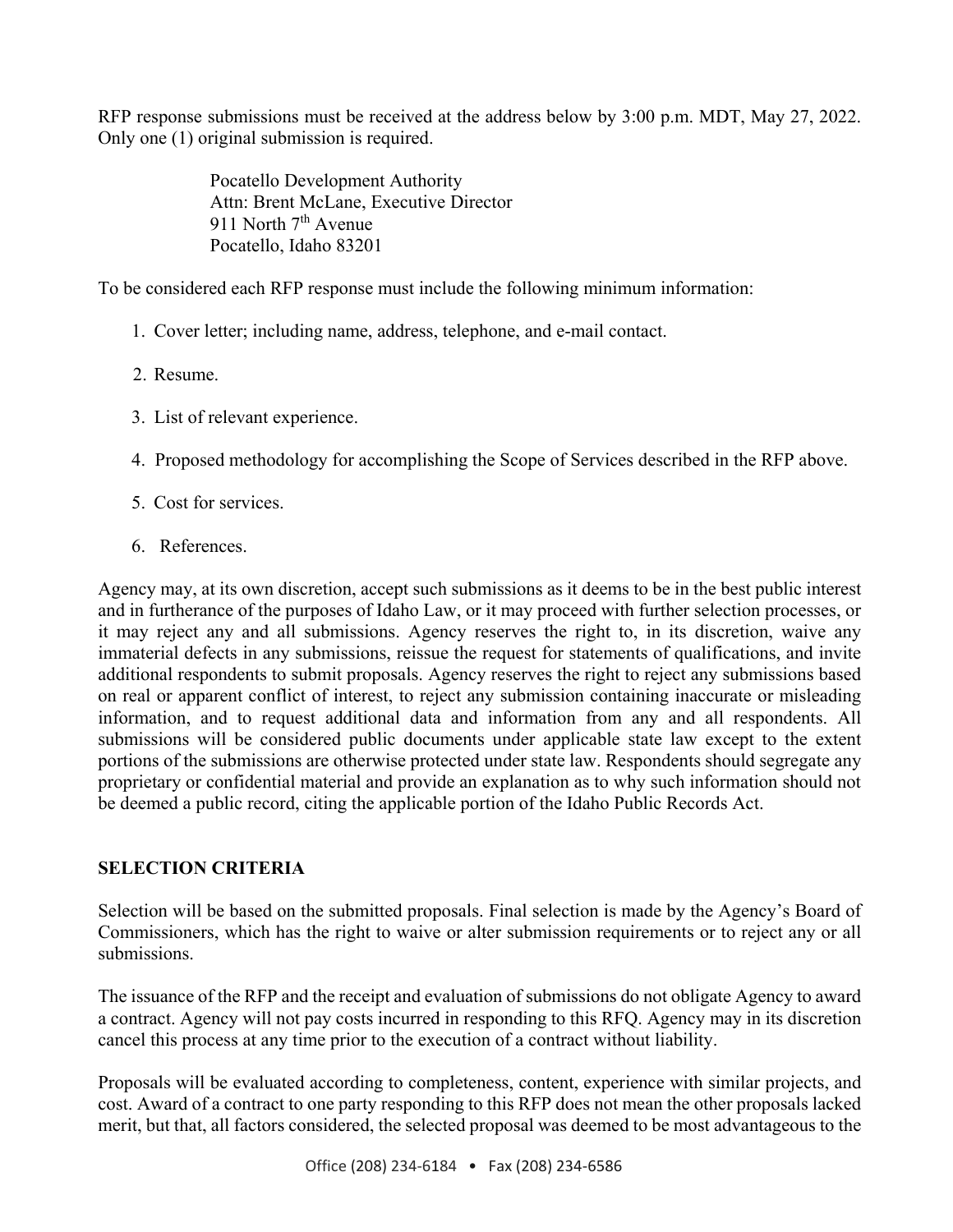RFP response submissions must be received at the address below by 3:00 p.m. MDT, May 27, 2022. Only one (1) original submission is required.

> Pocatello Development Authority
> Attn: Brent McLane, Executive Director
> 911 North 7th Avenue
> Pocatello, Idaho 83201

To be considered each RFP response must include the following minimum information:

1. Cover letter; including name, address, telephone, and e-mail contact.
2. Resume.
3. List of relevant experience.
4. Proposed methodology for accomplishing the Scope of Services described in the RFP above.
5. Cost for services.
6. References.

Agency may, at its own discretion, accept such submissions as it deems to be in the best public interest and in furtherance of the purposes of Idaho Law, or it may proceed with further selection processes, or it may reject any and all submissions. Agency reserves the right to, in its discretion, waive any immaterial defects in any submissions, reissue the request for statements of qualifications, and invite additional respondents to submit proposals. Agency reserves the right to reject any submissions based on real or apparent conflict of interest, to reject any submission containing inaccurate or misleading information, and to request additional data and information from any and all respondents. All submissions will be considered public documents under applicable state law except to the extent portions of the submissions are otherwise protected under state law. Respondents should segregate any proprietary or confidential material and provide an explanation as to why such information should not be deemed a public record, citing the applicable portion of the Idaho Public Records Act.

## SELECTION CRITERIA

Selection will be based on the submitted proposals. Final selection is made by the Agency's Board of Commissioners, which has the right to waive or alter submission requirements or to reject any or all submissions.

The issuance of the RFP and the receipt and evaluation of submissions do not obligate Agency to award a contract. Agency will not pay costs incurred in responding to this RFQ. Agency may in its discretion cancel this process at any time prior to the execution of a contract without liability.

Proposals will be evaluated according to completeness, content, experience with similar projects, and cost. Award of a contract to one party responding to this RFP does not mean the other proposals lacked merit, but that, all factors considered, the selected proposal was deemed to be most advantageous to the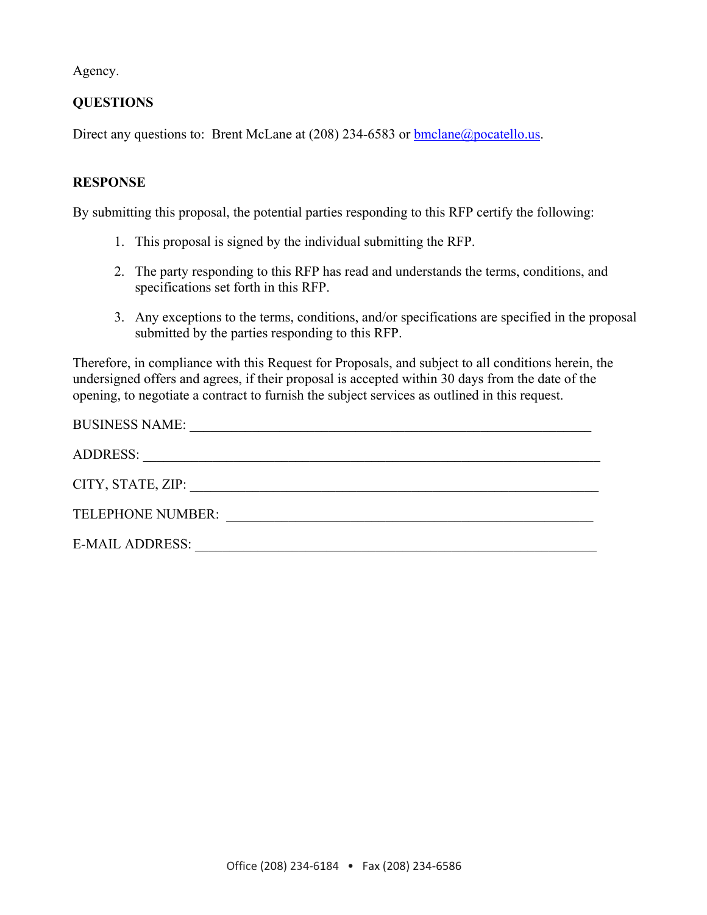Agency.

**QUESTIONS**

Direct any questions to: Brent McLane at (208) 234-6583 or bmclane@pocatello.us.

**RESPONSE**

By submitting this proposal, the potential parties responding to this RFP certify the following:

1. This proposal is signed by the individual submitting the RFP.
2. The party responding to this RFP has read and understands the terms, conditions, and specifications set forth in this RFP.
3. Any exceptions to the terms, conditions, and/or specifications are specified in the proposal submitted by the parties responding to this RFP.

Therefore, in compliance with this Request for Proposals, and subject to all conditions herein, the undersigned offers and agrees, if their proposal is accepted within 30 days from the date of the opening, to negotiate a contract to furnish the subject services as outlined in this request.

BUSINESS NAME: ____________________________________________________________

ADDRESS: ____________________________________________________________________

CITY, STATE, ZIP: ____________________________________________________________

TELEPHONE NUMBER: ______________________________________________________

E-MAIL ADDRESS: _____________________________________________________________

Office (208) 234-6184 • Fax (208) 234-6586